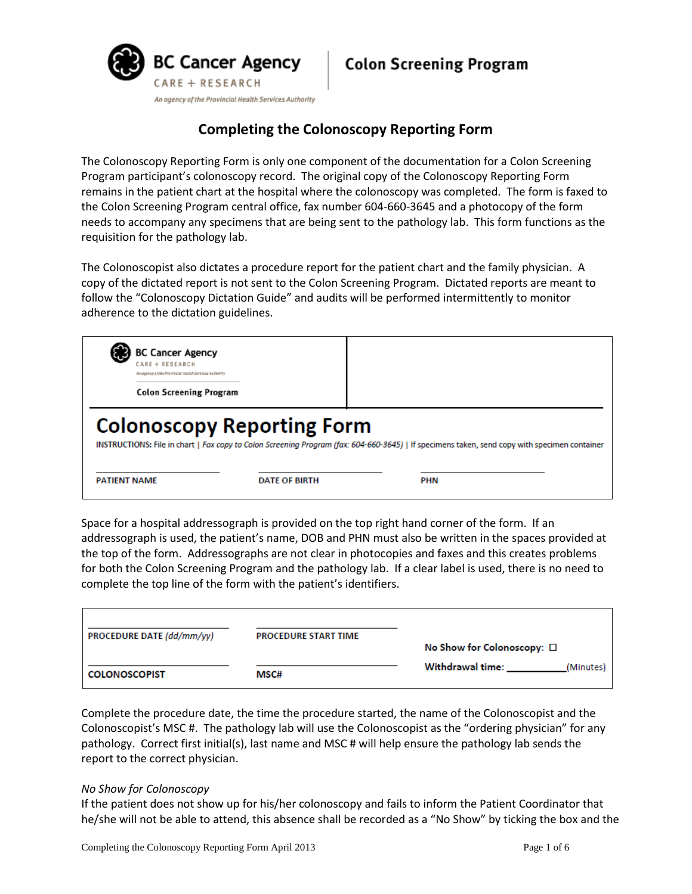BC Cancer Agency
CARE + RESEARCH
*An agency of the Provincial Health Services Authority*

Colon Screening Program

# Completing the Colonoscopy Reporting Form

The Colonoscopy Reporting Form is only one component of the documentation for a Colon Screening Program participant's colonoscopy record. The original copy of the Colonoscopy Reporting Form remains in the patient chart at the hospital where the colonoscopy was completed. The form is faxed to the Colon Screening Program central office, fax number 604-660-3645 and a photocopy of the form needs to accompany any specimens that are being sent to the pathology lab. This form functions as the requisition for the pathology lab.

The Colonoscopist also dictates a procedure report for the patient chart and the family physician. A copy of the dictated report is not sent to the Colon Screening Program. Dictated reports are meant to follow the "Colonoscopy Dictation Guide" and audits will be performed intermittently to monitor adherence to the dictation guidelines.

> BC Cancer Agency
> CARE + RESEARCH
> *An agency of the Provincial Health Services Authority*
> Colon Screening Program
>
> ## Colonoscopy Reporting Form
>
> **INSTRUCTIONS:** File in chart | *Fax copy to Colon Screening Program (fax: 604-660-3645)* | If specimens taken, send copy with specimen container
>
> \_\_\_\_\_\_\_\_\_\_\_\_\_\_\_\_\_\_\_\_ **PATIENT NAME** \_\_\_\_\_\_\_\_\_\_\_\_\_\_\_\_\_\_\_\_ **DATE OF BIRTH** \_\_\_\_\_\_\_\_\_\_\_\_\_\_\_\_\_\_\_\_ **PHN**

Space for a hospital addressograph is provided on the top right hand corner of the form. If an addressograph is used, the patient's name, DOB and PHN must also be written in the spaces provided at the top of the form. Addressographs are not clear in photocopies and faxes and this creates problems for both the Colon Screening Program and the pathology lab. If a clear label is used, there is no need to complete the top line of the form with the patient's identifiers.

> \_\_\_\_\_\_\_\_\_\_\_\_\_\_\_\_\_\_\_\_ **PROCEDURE DATE** *(dd/mm/yy)* \_\_\_\_\_\_\_\_\_\_\_\_\_\_\_\_\_\_\_\_ **PROCEDURE START TIME**
>
> \_\_\_\_\_\_\_\_\_\_\_\_\_\_\_\_\_\_\_\_ **COLONOSCOPIST** \_\_\_\_\_\_\_\_\_\_\_\_\_\_\_\_\_\_\_\_ **MSC#**
>
> **No Show for Colonoscopy:** ☐
>
> **Withdrawal time:** \_\_\_\_\_\_\_\_\_\_(Minutes)

Complete the procedure date, the time the procedure started, the name of the Colonoscopist and the Colonoscopist's MSC #. The pathology lab will use the Colonoscopist as the "ordering physician" for any pathology. Correct first initial(s), last name and MSC # will help ensure the pathology lab sends the report to the correct physician.

*No Show for Colonoscopy*

If the patient does not show up for his/her colonoscopy and fails to inform the Patient Coordinator that he/she will not be able to attend, this absence shall be recorded as a "No Show" by ticking the box and the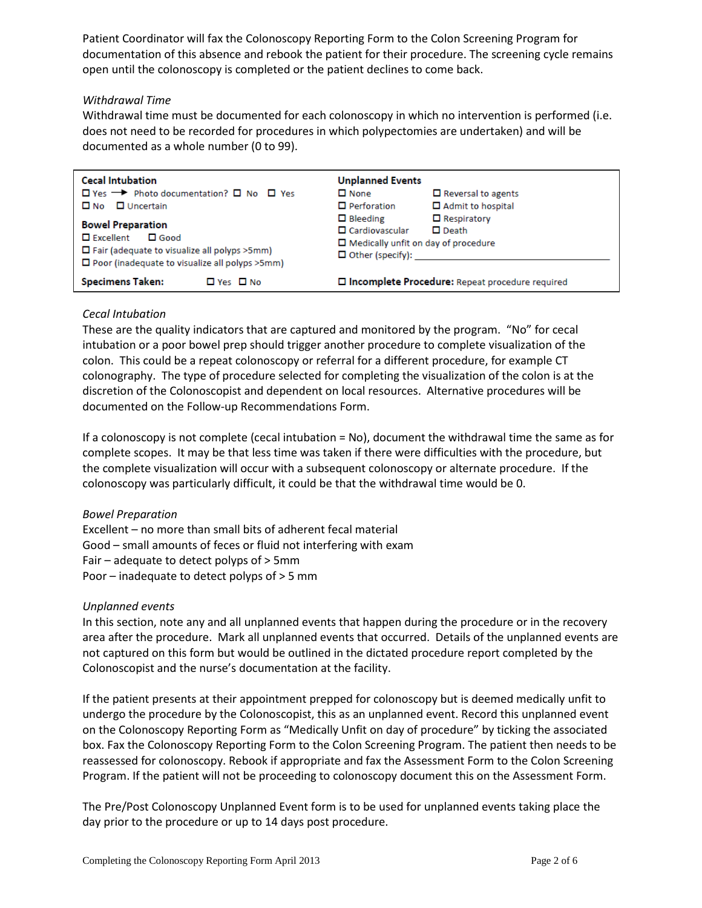Patient Coordinator will fax the Colonoscopy Reporting Form to the Colon Screening Program for documentation of this absence and rebook the patient for their procedure. The screening cycle remains open until the colonoscopy is completed or the patient declines to come back.

*Withdrawal Time*

Withdrawal time must be documented for each colonoscopy in which no intervention is performed (i.e. does not need to be recorded for procedures in which polypectomies are undertaken) and will be documented as a whole number (0 to 99).

| **Cecal Intubation**<br>☐ Yes → Photo documentation? ☐ No ☐ Yes<br>☐ No ☐ Uncertain<br><br>**Bowel Preparation**<br>☐ Excellent ☐ Good<br>☐ Fair (adequate to visualize all polyps >5mm)<br>☐ Poor (inadequate to visualize all polyps >5mm) | **Unplanned Events**<br>☐ None ☐ Reversal to agents<br>☐ Perforation ☐ Admit to hospital<br>☐ Bleeding ☐ Respiratory<br>☐ Cardiovascular ☐ Death<br>☐ Medically unfit on day of procedure<br>☐ Other (specify): ____________ |
|---|---|
| **Specimens Taken:** ☐ Yes ☐ No | ☐ **Incomplete Procedure:** Repeat procedure required |

*Cecal Intubation*

These are the quality indicators that are captured and monitored by the program. "No" for cecal intubation or a poor bowel prep should trigger another procedure to complete visualization of the colon. This could be a repeat colonoscopy or referral for a different procedure, for example CT colonography. The type of procedure selected for completing the visualization of the colon is at the discretion of the Colonoscopist and dependent on local resources. Alternative procedures will be documented on the Follow-up Recommendations Form.

If a colonoscopy is not complete (cecal intubation = No), document the withdrawal time the same as for complete scopes. It may be that less time was taken if there were difficulties with the procedure, but the complete visualization will occur with a subsequent colonoscopy or alternate procedure. If the colonoscopy was particularly difficult, it could be that the withdrawal time would be 0.

*Bowel Preparation*

Excellent – no more than small bits of adherent fecal material
Good – small amounts of feces or fluid not interfering with exam
Fair – adequate to detect polyps of > 5mm
Poor – inadequate to detect polyps of > 5 mm

*Unplanned events*

In this section, note any and all unplanned events that happen during the procedure or in the recovery area after the procedure. Mark all unplanned events that occurred. Details of the unplanned events are not captured on this form but would be outlined in the dictated procedure report completed by the Colonoscopist and the nurse's documentation at the facility.

If the patient presents at their appointment prepped for colonoscopy but is deemed medically unfit to undergo the procedure by the Colonoscopist, this as an unplanned event. Record this unplanned event on the Colonoscopy Reporting Form as "Medically Unfit on day of procedure" by ticking the associated box. Fax the Colonoscopy Reporting Form to the Colon Screening Program. The patient then needs to be reassessed for colonoscopy. Rebook if appropriate and fax the Assessment Form to the Colon Screening Program. If the patient will not be proceeding to colonoscopy document this on the Assessment Form.

The Pre/Post Colonoscopy Unplanned Event form is to be used for unplanned events taking place the day prior to the procedure or up to 14 days post procedure.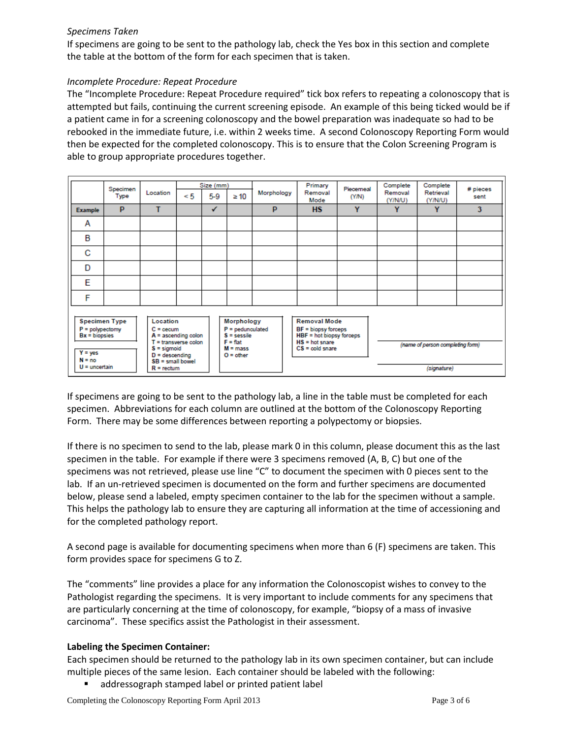*Specimens Taken*

If specimens are going to be sent to the pathology lab, check the Yes box in this section and complete the table at the bottom of the form for each specimen that is taken.

*Incomplete Procedure: Repeat Procedure*

The "Incomplete Procedure: Repeat Procedure required" tick box refers to repeating a colonoscopy that is attempted but fails, continuing the current screening episode. An example of this being ticked would be if a patient came in for a screening colonoscopy and the bowel preparation was inadequate so had to be rebooked in the immediate future, i.e. within 2 weeks time. A second Colonoscopy Reporting Form would then be expected for the completed colonoscopy. This is to ensure that the Colon Screening Program is able to group appropriate procedures together.

| | Specimen Type | Location | Size (mm) | | | Morphology | Primary Removal Mode | Piecemeal (Y/N) | Complete Removal (Y/N/U) | Complete Retrieval (Y/N/U) | # pieces sent |
|---|---|---|---|---|---|---|---|---|---|---|---|
| | | | < 5 | 5-9 | ≥ 10 | | | | | | |
| **Example** | P | T | | ✓ | | P | HS | Y | Y | Y | 3 |
| A | | | | | | | | | | | |
| B | | | | | | | | | | | |
| C | | | | | | | | | | | |
| D | | | | | | | | | | | |
| E | | | | | | | | | | | |
| F | | | | | | | | | | | |

**Specimen Type**
P = polypectomy
Bx = biopsies

Y = yes
N = no
U = uncertain

**Location**
C = cecum
A = ascending colon
T = transverse colon
S = sigmoid
D = descending
SB = small bowel
R = rectum

**Morphology**
P = pedunculated
S = sessile
F = flat
M = mass
O = other

**Removal Mode**
BF = biopsy forceps
HBF = hot biopsy forceps
HS = hot snare
CS = cold snare

(name of person completing form)

(signature)

If specimens are going to be sent to the pathology lab, a line in the table must be completed for each specimen. Abbreviations for each column are outlined at the bottom of the Colonoscopy Reporting Form. There may be some differences between reporting a polypectomy or biopsies.

If there is no specimen to send to the lab, please mark 0 in this column, please document this as the last specimen in the table. For example if there were 3 specimens removed (A, B, C) but one of the specimens was not retrieved, please use line "C" to document the specimen with 0 pieces sent to the lab. If an un-retrieved specimen is documented on the form and further specimens are documented below, please send a labeled, empty specimen container to the lab for the specimen without a sample. This helps the pathology lab to ensure they are capturing all information at the time of accessioning and for the completed pathology report.

A second page is available for documenting specimens when more than 6 (F) specimens are taken. This form provides space for specimens G to Z.

The "comments" line provides a place for any information the Colonoscopist wishes to convey to the Pathologist regarding the specimens. It is very important to include comments for any specimens that are particularly concerning at the time of colonoscopy, for example, "biopsy of a mass of invasive carcinoma". These specifics assist the Pathologist in their assessment.

**Labeling the Specimen Container:**

Each specimen should be returned to the pathology lab in its own specimen container, but can include multiple pieces of the same lesion. Each container should be labeled with the following:

- addressograph stamped label or printed patient label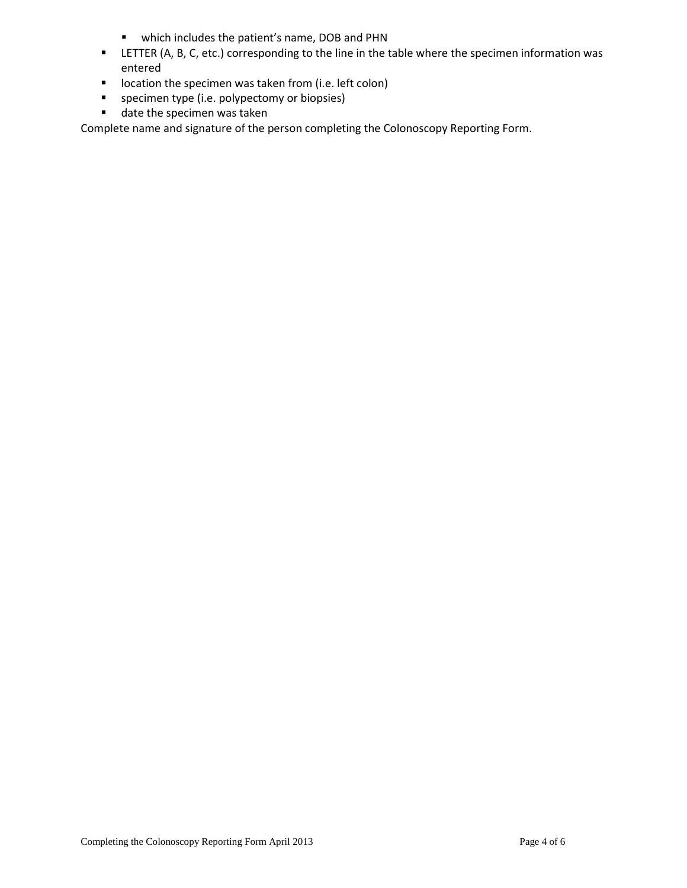- which includes the patient's name, DOB and PHN
- LETTER (A, B, C, etc.) corresponding to the line in the table where the specimen information was entered
- location the specimen was taken from (i.e. left colon)
- specimen type (i.e. polypectomy or biopsies)
- date the specimen was taken

Complete name and signature of the person completing the Colonoscopy Reporting Form.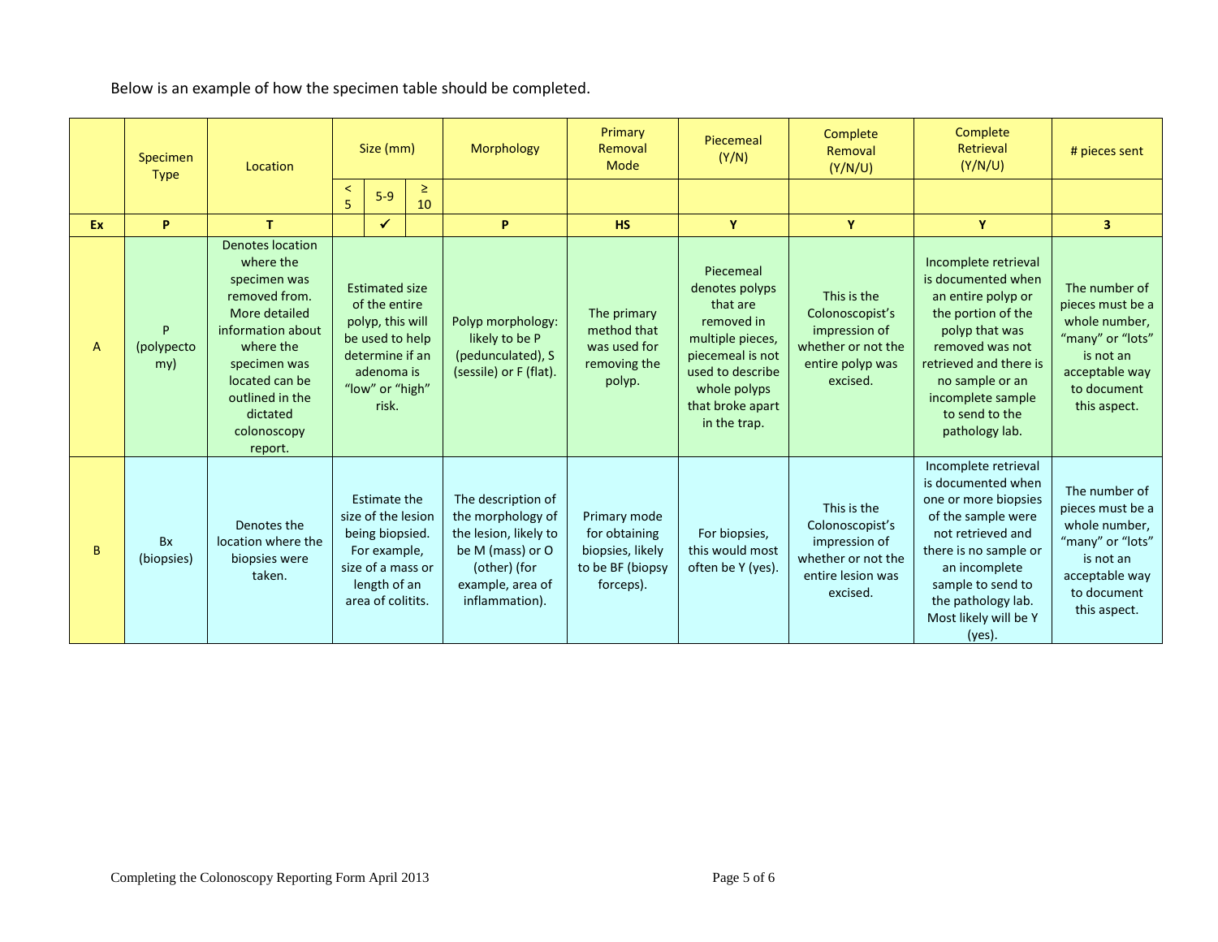Below is an example of how the specimen table should be completed.

| | Specimen Type | Location | Size (mm) | | | Morphology | Primary Removal Mode | Piecemeal (Y/N) | Complete Removal (Y/N/U) | Complete Retrieval (Y/N/U) | # pieces sent |
|---|---|---|---|---|---|---|---|---|---|---|---|
| | | | < 5 | 5-9 | ≥ 10 | | | | | | |
| **Ex** | **P** | **T** | | ✓ | | **P** | **HS** | **Y** | **Y** | **Y** | **3** |
| A | P (polypectomy) | Denotes location where the specimen was removed from. More detailed information about where the specimen was located can be outlined in the dictated colonoscopy report. | Estimated size of the entire polyp, this will be used to help determine if an adenoma is "low" or "high" risk. | | | Polyp morphology: likely to be P (pedunculated), S (sessile) or F (flat). | The primary method that was used for removing the polyp. | Piecemeal denotes polyps that are removed in multiple pieces, piecemeal is not used to describe whole polyps that broke apart in the trap. | This is the Colonoscopist's impression of whether or not the entire polyp was excised. | Incomplete retrieval is documented when an entire polyp or the portion of the polyp that was removed was not retrieved and there is no sample or an incomplete sample to send to the pathology lab. | The number of pieces must be a whole number, "many" or "lots" is not an acceptable way to document this aspect. |
| B | Bx (biopsies) | Denotes the location where the biopsies were taken. | Estimate the size of the lesion being biopsied. For example, size of a mass or length of an area of colitits. | | | The description of the morphology of the lesion, likely to be M (mass) or O (other) (for example, area of inflammation). | Primary mode for obtaining biopsies, likely to be BF (biopsy forceps). | For biopsies, this would most often be Y (yes). | This is the Colonoscopist's impression of whether or not the entire lesion was excised. | Incomplete retrieval is documented when one or more biopsies of the sample were not retrieved and there is no sample or an incomplete sample to send to the pathology lab. Most likely will be Y (yes). | The number of pieces must be a whole number, "many" or "lots" is not an acceptable way to document this aspect. |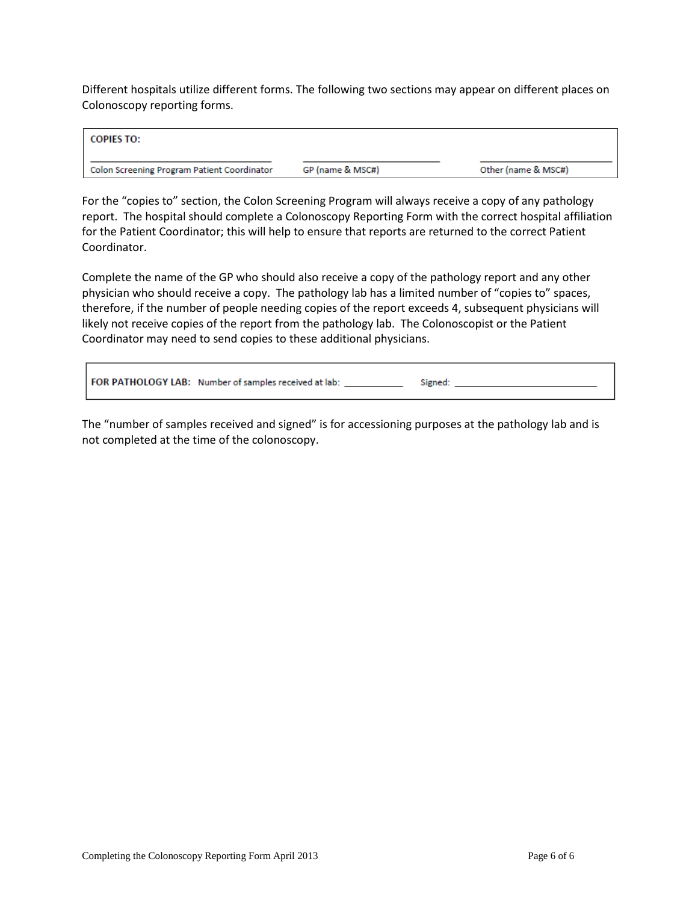Different hospitals utilize different forms. The following two sections may appear on different places on Colonoscopy reporting forms.

| **COPIES TO:** | | |
|---|---|---|
| Colon Screening Program Patient Coordinator | GP (name & MSC#) | Other (name & MSC#) |

For the "copies to" section, the Colon Screening Program will always receive a copy of any pathology report. The hospital should complete a Colonoscopy Reporting Form with the correct hospital affiliation for the Patient Coordinator; this will help to ensure that reports are returned to the correct Patient Coordinator.

Complete the name of the GP who should also receive a copy of the pathology report and any other physician who should receive a copy. The pathology lab has a limited number of "copies to" spaces, therefore, if the number of people needing copies of the report exceeds 4, subsequent physicians will likely not receive copies of the report from the pathology lab. The Colonoscopist or the Patient Coordinator may need to send copies to these additional physicians.

**FOR PATHOLOGY LAB:** Number of samples received at lab: ___________ Signed: ___________________________

The "number of samples received and signed" is for accessioning purposes at the pathology lab and is not completed at the time of the colonoscopy.